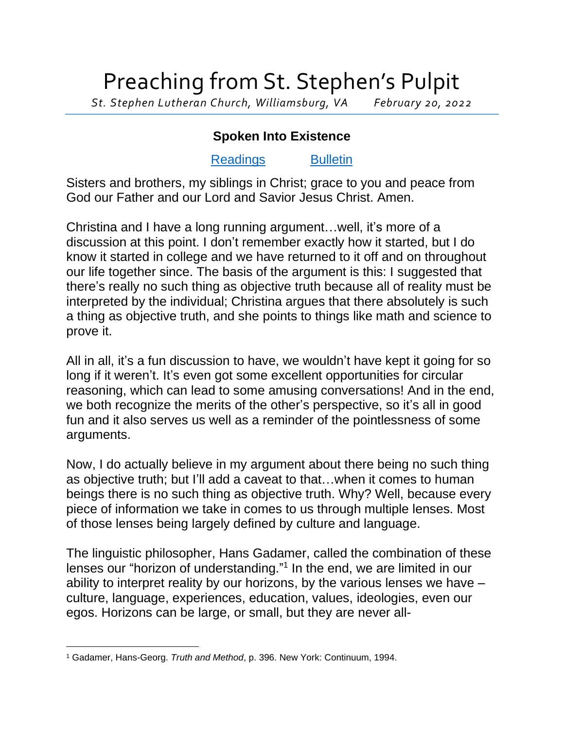# Preaching from St. Stephen's Pulpit

*St. Stephen Lutheran Church, Williamsburg, VA February 20, 2022*

## Spoken Into Existence

[Readings] [Bulletin]

Sisters and brothers, my siblings in Christ; grace to you and peace from God our Father and our Lord and Savior Jesus Christ. Amen.

Christina and I have a long running argument…well, it's more of a discussion at this point. I don't remember exactly how it started, but I do know it started in college and we have returned to it off and on throughout our life together since. The basis of the argument is this: I suggested that there's really no such thing as objective truth because all of reality must be interpreted by the individual; Christina argues that there absolutely is such a thing as objective truth, and she points to things like math and science to prove it.

All in all, it's a fun discussion to have, we wouldn't have kept it going for so long if it weren't. It's even got some excellent opportunities for circular reasoning, which can lead to some amusing conversations! And in the end, we both recognize the merits of the other's perspective, so it's all in good fun and it also serves us well as a reminder of the pointlessness of some arguments.

Now, I do actually believe in my argument about there being no such thing as objective truth; but I'll add a caveat to that…when it comes to human beings there is no such thing as objective truth. Why? Well, because every piece of information we take in comes to us through multiple lenses. Most of those lenses being largely defined by culture and language.

The linguistic philosopher, Hans Gadamer, called the combination of these lenses our "horizon of understanding."[1] In the end, we are limited in our ability to interpret reality by our horizons, by the various lenses we have – culture, language, experiences, education, values, ideologies, even our egos. Horizons can be large, or small, but they are never all-

[1] Gadamer, Hans-Georg. *Truth and Method*, p. 396. New York: Continuum, 1994.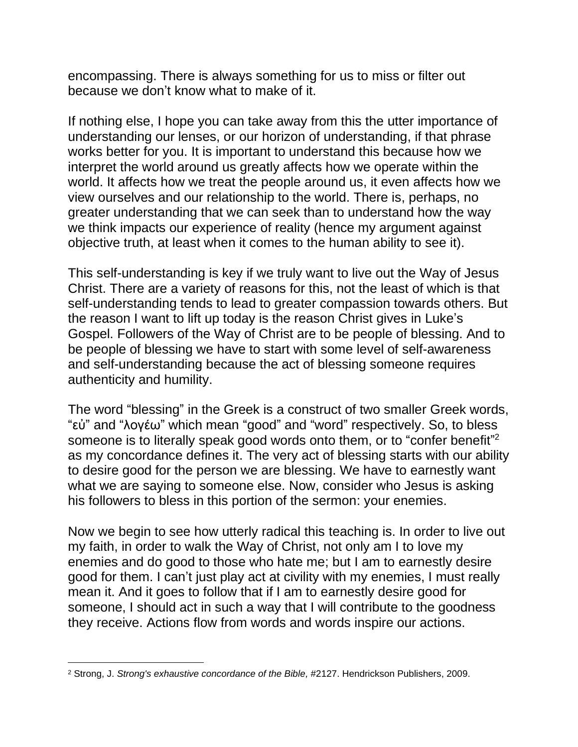encompassing. There is always something for us to miss or filter out because we don't know what to make of it.

If nothing else, I hope you can take away from this the utter importance of understanding our lenses, or our horizon of understanding, if that phrase works better for you. It is important to understand this because how we interpret the world around us greatly affects how we operate within the world. It affects how we treat the people around us, it even affects how we view ourselves and our relationship to the world. There is, perhaps, no greater understanding that we can seek than to understand how the way we think impacts our experience of reality (hence my argument against objective truth, at least when it comes to the human ability to see it).

This self-understanding is key if we truly want to live out the Way of Jesus Christ. There are a variety of reasons for this, not the least of which is that self-understanding tends to lead to greater compassion towards others. But the reason I want to lift up today is the reason Christ gives in Luke's Gospel. Followers of the Way of Christ are to be people of blessing. And to be people of blessing we have to start with some level of self-awareness and self-understanding because the act of blessing someone requires authenticity and humility.

The word "blessing" in the Greek is a construct of two smaller Greek words, "εὐ" and "λογέω" which mean "good" and "word" respectively. So, to bless someone is to literally speak good words onto them, or to "confer benefit"[2] as my concordance defines it. The very act of blessing starts with our ability to desire good for the person we are blessing. We have to earnestly want what we are saying to someone else. Now, consider who Jesus is asking his followers to bless in this portion of the sermon: your enemies.

Now we begin to see how utterly radical this teaching is. In order to live out my faith, in order to walk the Way of Christ, not only am I to love my enemies and do good to those who hate me; but I am to earnestly desire good for them. I can't just play act at civility with my enemies, I must really mean it. And it goes to follow that if I am to earnestly desire good for someone, I should act in such a way that I will contribute to the goodness they receive. Actions flow from words and words inspire our actions.

---

[2] Strong, J. *Strong's exhaustive concordance of the Bible,* #2127. Hendrickson Publishers, 2009.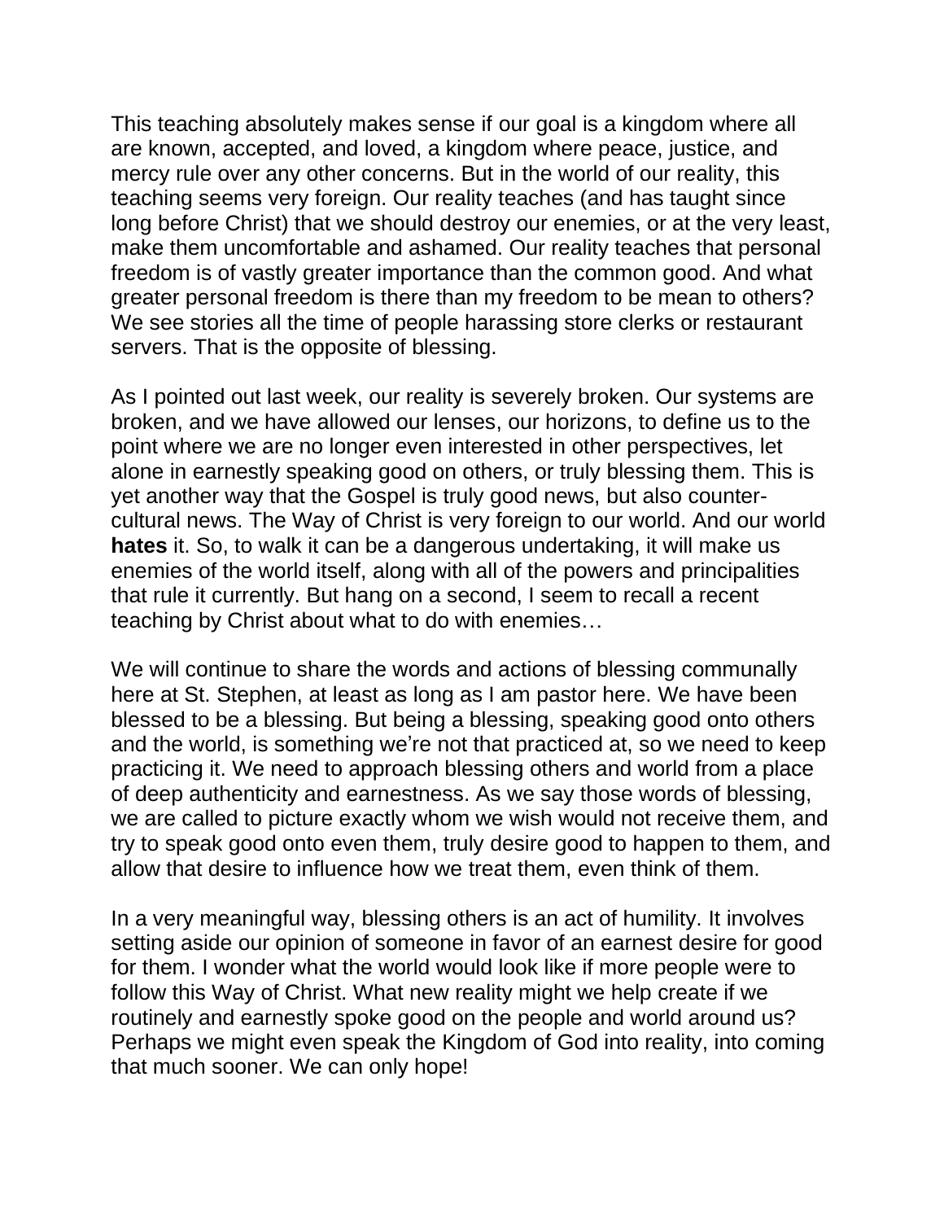This teaching absolutely makes sense if our goal is a kingdom where all are known, accepted, and loved, a kingdom where peace, justice, and mercy rule over any other concerns. But in the world of our reality, this teaching seems very foreign. Our reality teaches (and has taught since long before Christ) that we should destroy our enemies, or at the very least, make them uncomfortable and ashamed. Our reality teaches that personal freedom is of vastly greater importance than the common good. And what greater personal freedom is there than my freedom to be mean to others? We see stories all the time of people harassing store clerks or restaurant servers. That is the opposite of blessing.

As I pointed out last week, our reality is severely broken. Our systems are broken, and we have allowed our lenses, our horizons, to define us to the point where we are no longer even interested in other perspectives, let alone in earnestly speaking good on others, or truly blessing them. This is yet another way that the Gospel is truly good news, but also counter-cultural news. The Way of Christ is very foreign to our world. And our world **hates** it. So, to walk it can be a dangerous undertaking, it will make us enemies of the world itself, along with all of the powers and principalities that rule it currently. But hang on a second, I seem to recall a recent teaching by Christ about what to do with enemies…

We will continue to share the words and actions of blessing communally here at St. Stephen, at least as long as I am pastor here. We have been blessed to be a blessing. But being a blessing, speaking good onto others and the world, is something we're not that practiced at, so we need to keep practicing it. We need to approach blessing others and world from a place of deep authenticity and earnestness. As we say those words of blessing, we are called to picture exactly whom we wish would not receive them, and try to speak good onto even them, truly desire good to happen to them, and allow that desire to influence how we treat them, even think of them.

In a very meaningful way, blessing others is an act of humility. It involves setting aside our opinion of someone in favor of an earnest desire for good for them. I wonder what the world would look like if more people were to follow this Way of Christ. What new reality might we help create if we routinely and earnestly spoke good on the people and world around us? Perhaps we might even speak the Kingdom of God into reality, into coming that much sooner. We can only hope!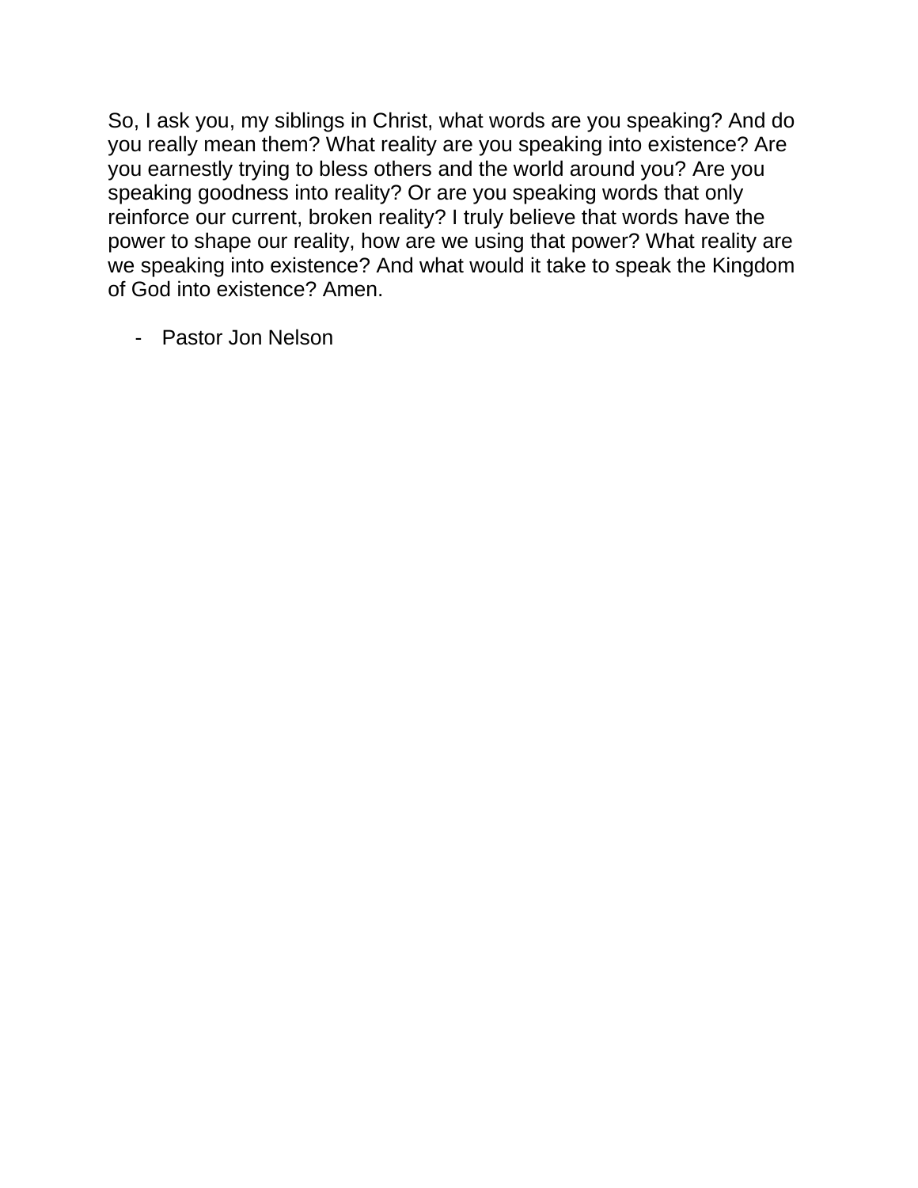So, I ask you, my siblings in Christ, what words are you speaking? And do you really mean them? What reality are you speaking into existence? Are you earnestly trying to bless others and the world around you? Are you speaking goodness into reality? Or are you speaking words that only reinforce our current, broken reality? I truly believe that words have the power to shape our reality, how are we using that power? What reality are we speaking into existence? And what would it take to speak the Kingdom of God into existence? Amen.

- Pastor Jon Nelson